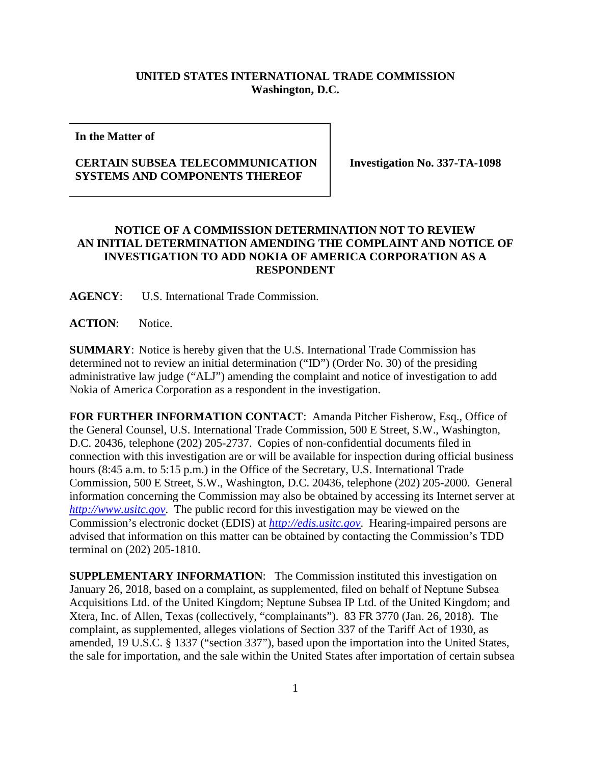**UNITED STATES INTERNATIONAL TRADE COMMISSION**
**Washington, D.C.**

| In the Matter of<br><br>**CERTAIN SUBSEA TELECOMMUNICATION SYSTEMS AND COMPONENTS THEREOF** | **Investigation No. 337-TA-1098** |
|---|---|

## NOTICE OF A COMMISSION DETERMINATION NOT TO REVIEW AN INITIAL DETERMINATION AMENDING THE COMPLAINT AND NOTICE OF INVESTIGATION TO ADD NOKIA OF AMERICA CORPORATION AS A RESPONDENT

**AGENCY**: U.S. International Trade Commission.

**ACTION**: Notice.

**SUMMARY**: Notice is hereby given that the U.S. International Trade Commission has determined not to review an initial determination ("ID") (Order No. 30) of the presiding administrative law judge ("ALJ") amending the complaint and notice of investigation to add Nokia of America Corporation as a respondent in the investigation.

**FOR FURTHER INFORMATION CONTACT**: Amanda Pitcher Fisherow, Esq., Office of the General Counsel, U.S. International Trade Commission, 500 E Street, S.W., Washington, D.C. 20436, telephone (202) 205-2737. Copies of non-confidential documents filed in connection with this investigation are or will be available for inspection during official business hours (8:45 a.m. to 5:15 p.m.) in the Office of the Secretary, U.S. International Trade Commission, 500 E Street, S.W., Washington, D.C. 20436, telephone (202) 205-2000. General information concerning the Commission may also be obtained by accessing its Internet server at *http://www.usitc.gov*. The public record for this investigation may be viewed on the Commission's electronic docket (EDIS) at *http://edis.usitc.gov*. Hearing-impaired persons are advised that information on this matter can be obtained by contacting the Commission's TDD terminal on (202) 205-1810.

**SUPPLEMENTARY INFORMATION**: The Commission instituted this investigation on January 26, 2018, based on a complaint, as supplemented, filed on behalf of Neptune Subsea Acquisitions Ltd. of the United Kingdom; Neptune Subsea IP Ltd. of the United Kingdom; and Xtera, Inc. of Allen, Texas (collectively, "complainants"). 83 FR 3770 (Jan. 26, 2018). The complaint, as supplemented, alleges violations of Section 337 of the Tariff Act of 1930, as amended, 19 U.S.C. § 1337 ("section 337"), based upon the importation into the United States, the sale for importation, and the sale within the United States after importation of certain subsea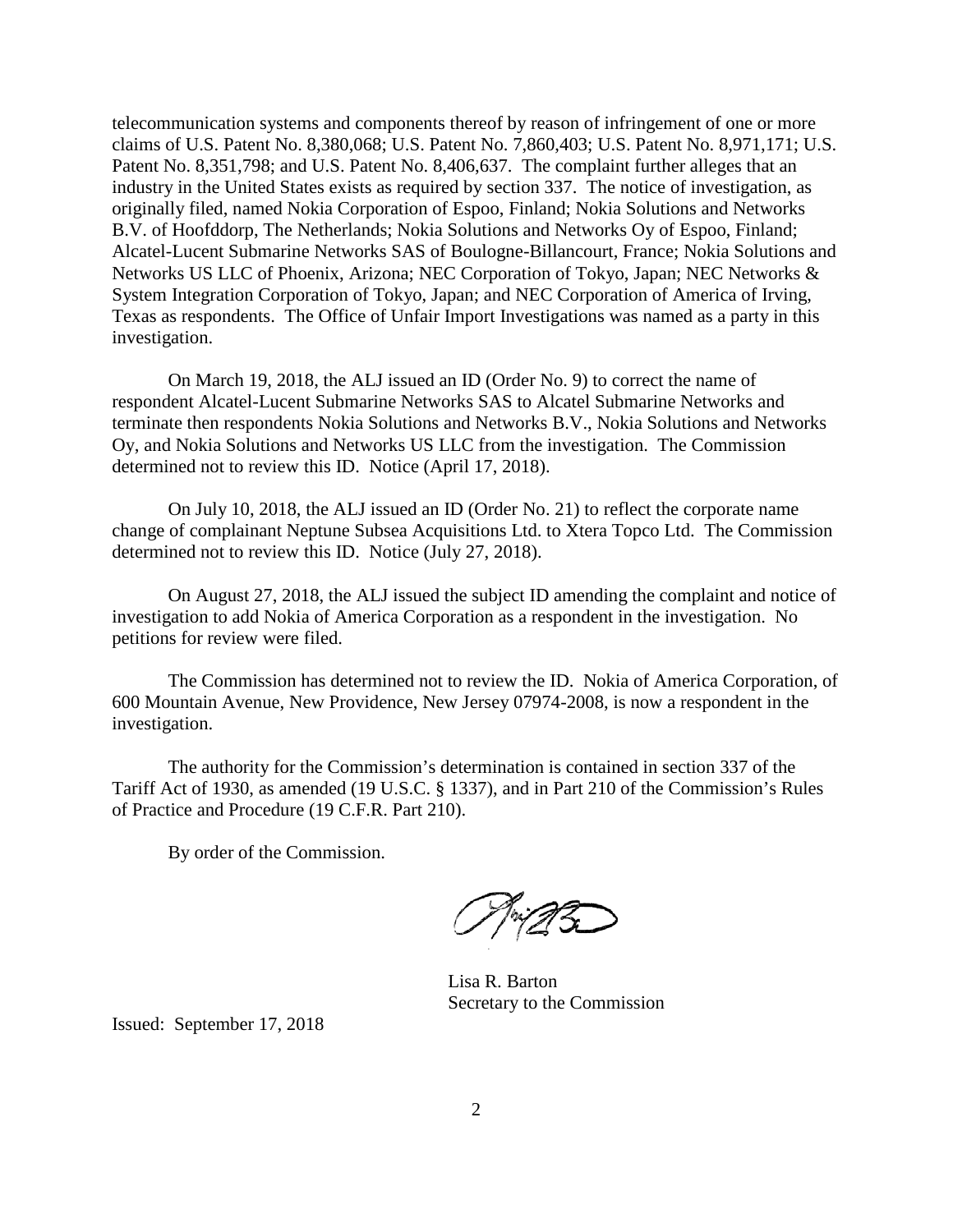telecommunication systems and components thereof by reason of infringement of one or more claims of U.S. Patent No. 8,380,068; U.S. Patent No. 7,860,403; U.S. Patent No. 8,971,171; U.S. Patent No. 8,351,798; and U.S. Patent No. 8,406,637. The complaint further alleges that an industry in the United States exists as required by section 337. The notice of investigation, as originally filed, named Nokia Corporation of Espoo, Finland; Nokia Solutions and Networks B.V. of Hoofddorp, The Netherlands; Nokia Solutions and Networks Oy of Espoo, Finland; Alcatel-Lucent Submarine Networks SAS of Boulogne-Billancourt, France; Nokia Solutions and Networks US LLC of Phoenix, Arizona; NEC Corporation of Tokyo, Japan; NEC Networks & System Integration Corporation of Tokyo, Japan; and NEC Corporation of America of Irving, Texas as respondents. The Office of Unfair Import Investigations was named as a party in this investigation.

On March 19, 2018, the ALJ issued an ID (Order No. 9) to correct the name of respondent Alcatel-Lucent Submarine Networks SAS to Alcatel Submarine Networks and terminate then respondents Nokia Solutions and Networks B.V., Nokia Solutions and Networks Oy, and Nokia Solutions and Networks US LLC from the investigation. The Commission determined not to review this ID. Notice (April 17, 2018).

On July 10, 2018, the ALJ issued an ID (Order No. 21) to reflect the corporate name change of complainant Neptune Subsea Acquisitions Ltd. to Xtera Topco Ltd. The Commission determined not to review this ID. Notice (July 27, 2018).

On August 27, 2018, the ALJ issued the subject ID amending the complaint and notice of investigation to add Nokia of America Corporation as a respondent in the investigation. No petitions for review were filed.

The Commission has determined not to review the ID. Nokia of America Corporation, of 600 Mountain Avenue, New Providence, New Jersey 07974-2008, is now a respondent in the investigation.

The authority for the Commission's determination is contained in section 337 of the Tariff Act of 1930, as amended (19 U.S.C. § 1337), and in Part 210 of the Commission's Rules of Practice and Procedure (19 C.F.R. Part 210).

By order of the Commission.

Lisa R. Barton
Secretary to the Commission

Issued: September 17, 2018